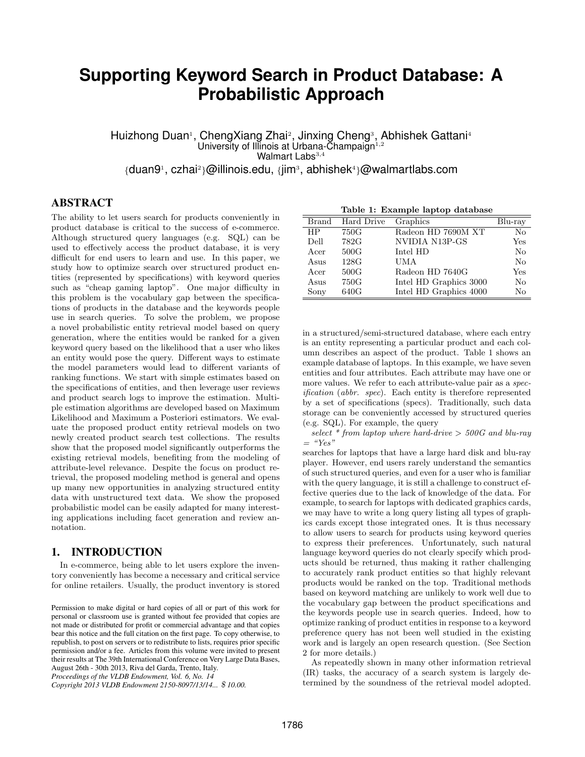# Supporting Keyword Search in Product Database: A Probabilistic Approach

Huizhong Duan[1], ChengXiang Zhai[2], Jinxing Cheng[3], Abhishek Gattani[4]
University of Illinois at Urbana-Champaign[1,2]
Walmart Labs[3,4]
{duan9[1], czhai[2]}@illinois.edu, {jim[3], abhishek[4]}@walmartlabs.com

## ABSTRACT

The ability to let users search for products conveniently in product database is critical to the success of e-commerce. Although structured query languages (e.g. SQL) can be used to effectively access the product database, it is very difficult for end users to learn and use. In this paper, we study how to optimize search over structured product entities (represented by specifications) with keyword queries such as "cheap gaming laptop". One major difficulty in this problem is the vocabulary gap between the specifications of products in the database and the keywords people use in search queries. To solve the problem, we propose a novel probabilistic entity retrieval model based on query generation, where the entities would be ranked for a given keyword query based on the likelihood that a user who likes an entity would pose the query. Different ways to estimate the model parameters would lead to different variants of ranking functions. We start with simple estimates based on the specifications of entities, and then leverage user reviews and product search logs to improve the estimation. Multiple estimation algorithms are developed based on Maximum Likelihood and Maximum a Posteriori estimators. We evaluate the proposed product entity retrieval models on two newly created product search test collections. The results show that the proposed model significantly outperforms the existing retrieval models, benefiting from the modeling of attribute-level relevance. Despite the focus on product retrieval, the proposed modeling method is general and opens up many new opportunities in analyzing structured entity data with unstructured text data. We show the proposed probabilistic model can be easily adapted for many interesting applications including facet generation and review annotation.

## 1. INTRODUCTION

In e-commerce, being able to let users explore the inventory conveniently has become a necessary and critical service for online retailers. Usually, the product inventory is stored in a structured/semi-structured database, where each entry is an entity representing a particular product and each column describes an aspect of the product. Table 1 shows an example database of laptops. In this example, we have seven entities and four attributes. Each attribute may have one or more values. We refer to each attribute-value pair as a *specification* (*abbr. spec*). Each entity is therefore represented by a set of specifications (specs). Traditionally, such data storage can be conveniently accessed by structured queries (e.g. SQL). For example, the query

*select * from laptop where hard-drive > 500G and blu-ray = "Yes"*

searches for laptops that have a large hard disk and blu-ray player. However, end users rarely understand the semantics of such structured queries, and even for a user who is familiar with the query language, it is still a challenge to construct effective queries due to the lack of knowledge of the data. For example, to search for laptops with dedicated graphics cards, we may have to write a long query listing all types of graphics cards except those integrated ones. It is thus necessary to allow users to search for products using keyword queries to express their preferences. Unfortunately, such natural language keyword queries do not clearly specify which products should be returned, thus making it rather challenging to accurately rank product entities so that highly relevant products would be ranked on the top. Traditional methods based on keyword matching are unlikely to work well due to the vocabulary gap between the product specifications and the keywords people use in search queries. Indeed, how to optimize ranking of product entities in response to a keyword preference query has not been well studied in the existing work and is largely an open research question. (See Section 2 for more details.)

As repeatedly shown in many other information retrieval (IR) tasks, the accuracy of a search system is largely determined by the soundness of the retrieval model adopted.

**Table 1: Example laptop database**

| Brand | Hard Drive | Graphics | Blu-ray |
|---|---|---|---|
| HP | 750G | Radeon HD 7690M XT | No |
| Dell | 782G | NVIDIA N13P-GS | Yes |
| Acer | 500G | Intel HD | No |
| Asus | 128G | UMA | No |
| Acer | 500G | Radeon HD 7640G | Yes |
| Asus | 750G | Intel HD Graphics 3000 | No |
| Sony | 640G | Intel HD Graphics 4000 | No |

Permission to make digital or hard copies of all or part of this work for personal or classroom use is granted without fee provided that copies are not made or distributed for profit or commercial advantage and that copies bear this notice and the full citation on the first page. To copy otherwise, to republish, to post on servers or to redistribute to lists, requires prior specific permission and/or a fee. Articles from this volume were invited to present their results at The 39th International Conference on Very Large Data Bases, August 26th - 30th 2013, Riva del Garda, Trento, Italy.
*Proceedings of the VLDB Endowment, Vol. 6, No. 14*
*Copyright 2013 VLDB Endowment 2150-8097/13/14... $ 10.00.*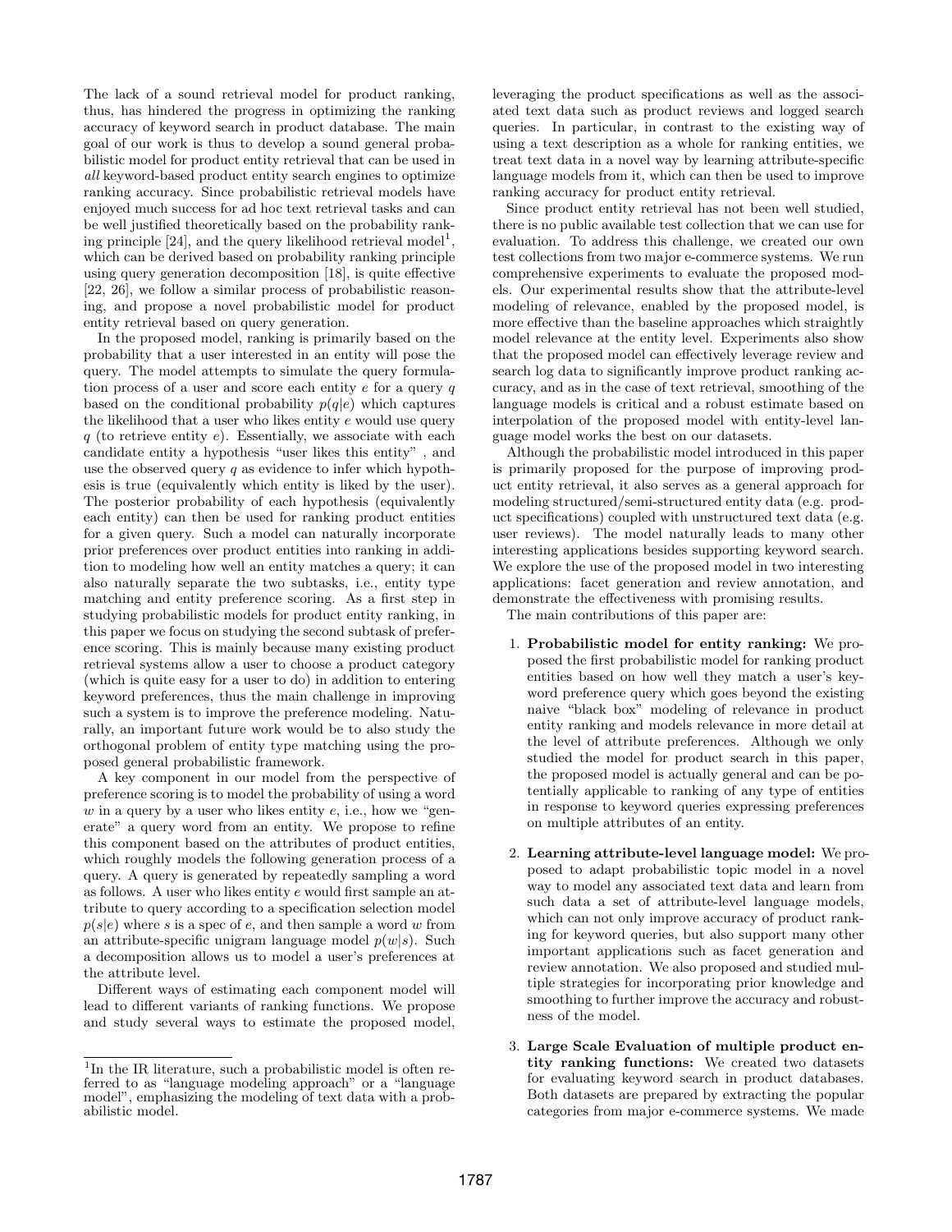The lack of a sound retrieval model for product ranking, thus, has hindered the progress in optimizing the ranking accuracy of keyword search in product database. The main goal of our work is thus to develop a sound general probabilistic model for product entity retrieval that can be used in *all* keyword-based product entity search engines to optimize ranking accuracy. Since probabilistic retrieval models have enjoyed much success for ad hoc text retrieval tasks and can be well justified theoretically based on the probability ranking principle [24], and the query likelihood retrieval model[1], which can be derived based on probability ranking principle using query generation decomposition [18], is quite effective [22, 26], we follow a similar process of probabilistic reasoning, and propose a novel probabilistic model for product entity retrieval based on query generation.

In the proposed model, ranking is primarily based on the probability that a user interested in an entity will pose the query. The model attempts to simulate the query formulation process of a user and score each entity $e$ for a query $q$ based on the conditional probability $p(q|e)$ which captures the likelihood that a user who likes entity $e$ would use query $q$ (to retrieve entity $e$). Essentially, we associate with each candidate entity a hypothesis "user likes this entity" , and use the observed query $q$ as evidence to infer which hypothesis is true (equivalently which entity is liked by the user). The posterior probability of each hypothesis (equivalently each entity) can then be used for ranking product entities for a given query. Such a model can naturally incorporate prior preferences over product entities into ranking in addition to modeling how well an entity matches a query; it can also naturally separate the two subtasks, i.e., entity type matching and entity preference scoring. As a first step in studying probabilistic models for product entity ranking, in this paper we focus on studying the second subtask of preference scoring. This is mainly because many existing product retrieval systems allow a user to choose a product category (which is quite easy for a user to do) in addition to entering keyword preferences, thus the main challenge in improving such a system is to improve the preference modeling. Naturally, an important future work would be to also study the orthogonal problem of entity type matching using the proposed general probabilistic framework.

A key component in our model from the perspective of preference scoring is to model the probability of using a word $w$ in a query by a user who likes entity $e$, i.e., how we "generate" a query word from an entity. We propose to refine this component based on the attributes of product entities, which roughly models the following generation process of a query. A query is generated by repeatedly sampling a word as follows. A user who likes entity $e$ would first sample an attribute to query according to a specification selection model $p(s|e)$ where $s$ is a spec of $e$, and then sample a word $w$ from an attribute-specific unigram language model $p(w|s)$. Such a decomposition allows us to model a user's preferences at the attribute level.

Different ways of estimating each component model will lead to different variants of ranking functions. We propose and study several ways to estimate the proposed model, leveraging the product specifications as well as the associated text data such as product reviews and logged search queries. In particular, in contrast to the existing way of using a text description as a whole for ranking entities, we treat text data in a novel way by learning attribute-specific language models from it, which can then be used to improve ranking accuracy for product entity retrieval.

Since product entity retrieval has not been well studied, there is no public available test collection that we can use for evaluation. To address this challenge, we created our own test collections from two major e-commerce systems. We run comprehensive experiments to evaluate the proposed models. Our experimental results show that the attribute-level modeling of relevance, enabled by the proposed model, is more effective than the baseline approaches which straightly model relevance at the entity level. Experiments also show that the proposed model can effectively leverage review and search log data to significantly improve product ranking accuracy, and as in the case of text retrieval, smoothing of the language models is critical and a robust estimate based on interpolation of the proposed model with entity-level language model works the best on our datasets.

Although the probabilistic model introduced in this paper is primarily proposed for the purpose of improving product entity retrieval, it also serves as a general approach for modeling structured/semi-structured entity data (e.g. product specifications) coupled with unstructured text data (e.g. user reviews). The model naturally leads to many other interesting applications besides supporting keyword search. We explore the use of the proposed model in two interesting applications: facet generation and review annotation, and demonstrate the effectiveness with promising results.

The main contributions of this paper are:

1. **Probabilistic model for entity ranking:** We proposed the first probabilistic model for ranking product entities based on how well they match a user's keyword preference query which goes beyond the existing naive "black box" modeling of relevance in product entity ranking and models relevance in more detail at the level of attribute preferences. Although we only studied the model for product search in this paper, the proposed model is actually general and can be potentially applicable to ranking of any type of entities in response to keyword queries expressing preferences on multiple attributes of an entity.

2. **Learning attribute-level language model:** We proposed to adapt probabilistic topic model in a novel way to model any associated text data and learn from such data a set of attribute-level language models, which can not only improve accuracy of product ranking for keyword queries, but also support many other important applications such as facet generation and review annotation. We also proposed and studied multiple strategies for incorporating prior knowledge and smoothing to further improve the accuracy and robustness of the model.

3. **Large Scale Evaluation of multiple product entity ranking functions:** We created two datasets for evaluating keyword search in product databases. Both datasets are prepared by extracting the popular categories from major e-commerce systems. We made

[1] In the IR literature, such a probabilistic model is often referred to as "language modeling approach" or a "language model", emphasizing the modeling of text data with a probabilistic model.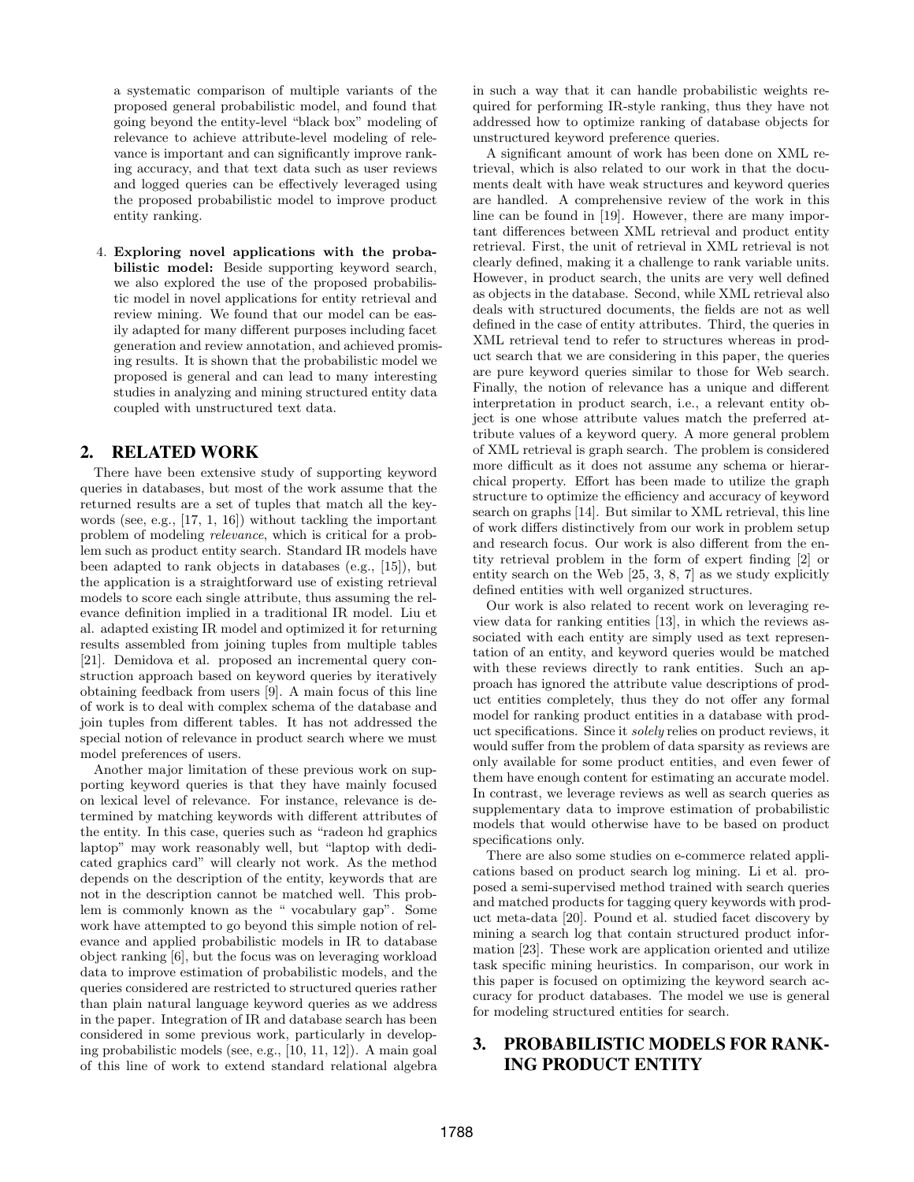a systematic comparison of multiple variants of the proposed general probabilistic model, and found that going beyond the entity-level "black box" modeling of relevance to achieve attribute-level modeling of relevance is important and can significantly improve ranking accuracy, and that text data such as user reviews and logged queries can be effectively leveraged using the proposed probabilistic model to improve product entity ranking.

4. **Exploring novel applications with the probabilistic model:** Beside supporting keyword search, we also explored the use of the proposed probabilistic model in novel applications for entity retrieval and review mining. We found that our model can be easily adapted for many different purposes including facet generation and review annotation, and achieved promising results. It is shown that the probabilistic model we proposed is general and can lead to many interesting studies in analyzing and mining structured entity data coupled with unstructured text data.

## 2. RELATED WORK

There have been extensive study of supporting keyword queries in databases, but most of the work assume that the returned results are a set of tuples that match all the keywords (see, e.g., [17, 1, 16]) without tackling the important problem of modeling *relevance*, which is critical for a problem such as product entity search. Standard IR models have been adapted to rank objects in databases (e.g., [15]), but the application is a straightforward use of existing retrieval models to score each single attribute, thus assuming the relevance definition implied in a traditional IR model. Liu et al. adapted existing IR model and optimized it for returning results assembled from joining tuples from multiple tables [21]. Demidova et al. proposed an incremental query construction approach based on keyword queries by iteratively obtaining feedback from users [9]. A main focus of this line of work is to deal with complex schema of the database and join tuples from different tables. It has not addressed the special notion of relevance in product search where we must model preferences of users.

Another major limitation of these previous work on supporting keyword queries is that they have mainly focused on lexical level of relevance. For instance, relevance is determined by matching keywords with different attributes of the entity. In this case, queries such as "radeon hd graphics laptop" may work reasonably well, but "laptop with dedicated graphics card" will clearly not work. As the method depends on the description of the entity, keywords that are not in the description cannot be matched well. This problem is commonly known as the " vocabulary gap". Some work have attempted to go beyond this simple notion of relevance and applied probabilistic models in IR to database object ranking [6], but the focus was on leveraging workload data to improve estimation of probabilistic models, and the queries considered are restricted to structured queries rather than plain natural language keyword queries as we address in the paper. Integration of IR and database search has been considered in some previous work, particularly in developing probabilistic models (see, e.g., [10, 11, 12]). A main goal of this line of work to extend standard relational algebra in such a way that it can handle probabilistic weights required for performing IR-style ranking, thus they have not addressed how to optimize ranking of database objects for unstructured keyword preference queries.

A significant amount of work has been done on XML retrieval, which is also related to our work in that the documents dealt with have weak structures and keyword queries are handled. A comprehensive review of the work in this line can be found in [19]. However, there are many important differences between XML retrieval and product entity retrieval. First, the unit of retrieval in XML retrieval is not clearly defined, making it a challenge to rank variable units. However, in product search, the units are very well defined as objects in the database. Second, while XML retrieval also deals with structured documents, the fields are not as well defined in the case of entity attributes. Third, the queries in XML retrieval tend to refer to structures whereas in product search that we are considering in this paper, the queries are pure keyword queries similar to those for Web search. Finally, the notion of relevance has a unique and different interpretation in product search, i.e., a relevant entity object is one whose attribute values match the preferred attribute values of a keyword query. A more general problem of XML retrieval is graph search. The problem is considered more difficult as it does not assume any schema or hierarchical property. Effort has been made to utilize the graph structure to optimize the efficiency and accuracy of keyword search on graphs [14]. But similar to XML retrieval, this line of work differs distinctively from our work in problem setup and research focus. Our work is also different from the entity retrieval problem in the form of expert finding [2] or entity search on the Web [25, 3, 8, 7] as we study explicitly defined entities with well organized structures.

Our work is also related to recent work on leveraging review data for ranking entities [13], in which the reviews associated with each entity are simply used as text representation of an entity, and keyword queries would be matched with these reviews directly to rank entities. Such an approach has ignored the attribute value descriptions of product entities completely, thus they do not offer any formal model for ranking product entities in a database with product specifications. Since it *solely* relies on product reviews, it would suffer from the problem of data sparsity as reviews are only available for some product entities, and even fewer of them have enough content for estimating an accurate model. In contrast, we leverage reviews as well as search queries as supplementary data to improve estimation of probabilistic models that would otherwise have to be based on product specifications only.

There are also some studies on e-commerce related applications based on product search log mining. Li et al. proposed a semi-supervised method trained with search queries and matched products for tagging query keywords with product meta-data [20]. Pound et al. studied facet discovery by mining a search log that contain structured product information [23]. These work are application oriented and utilize task specific mining heuristics. In comparison, our work in this paper is focused on optimizing the keyword search accuracy for product databases. The model we use is general for modeling structured entities for search.

## 3. PROBABILISTIC MODELS FOR RANKING PRODUCT ENTITY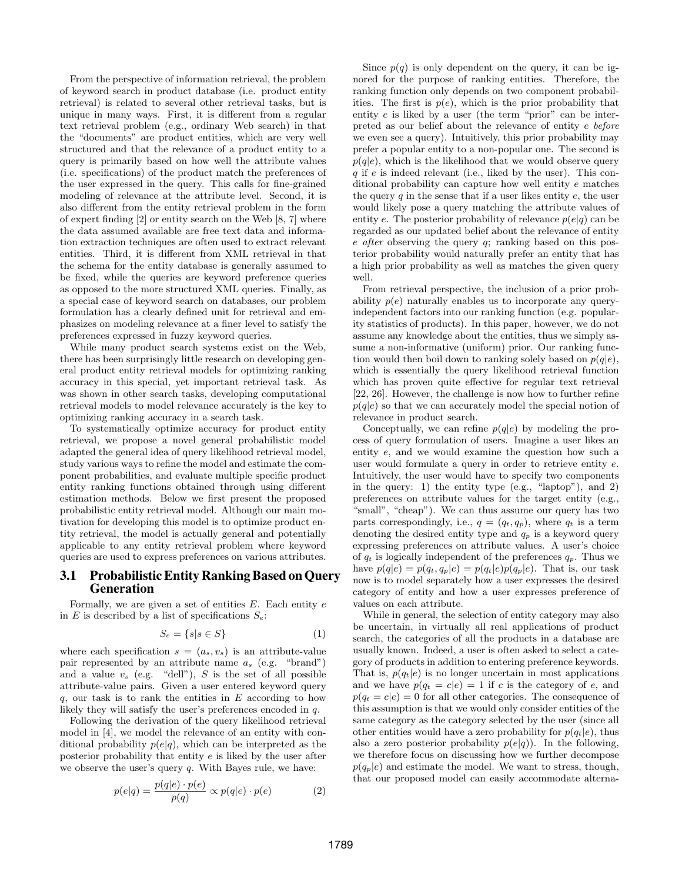From the perspective of information retrieval, the problem of keyword search in product database (i.e. product entity retrieval) is related to several other retrieval tasks, but is unique in many ways. First, it is different from a regular text retrieval problem (e.g., ordinary Web search) in that the "documents" are product entities, which are very well structured and that the relevance of a product entity to a query is primarily based on how well the attribute values (i.e. specifications) of the product match the preferences of the user expressed in the query. This calls for fine-grained modeling of relevance at the attribute level. Second, it is also different from the entity retrieval problem in the form of expert finding [2] or entity search on the Web [8, 7] where the data assumed available are free text data and information extraction techniques are often used to extract relevant entities. Third, it is different from XML retrieval in that the schema for the entity database is generally assumed to be fixed, while the queries are keyword preference queries as opposed to the more structured XML queries. Finally, as a special case of keyword search on databases, our problem formulation has a clearly defined unit for retrieval and emphasizes on modeling relevance at a finer level to satisfy the preferences expressed in fuzzy keyword queries.

While many product search systems exist on the Web, there has been surprisingly little research on developing general product entity retrieval models for optimizing ranking accuracy in this special, yet important retrieval task. As was shown in other search tasks, developing computational retrieval models to model relevance accurately is the key to optimizing ranking accuracy in a search task.

To systematically optimize accuracy for product entity retrieval, we propose a novel general probabilistic model adapted the general idea of query likelihood retrieval model, study various ways to refine the model and estimate the component probabilities, and evaluate multiple specific product entity ranking functions obtained through using different estimation methods. Below we first present the proposed probabilistic entity retrieval model. Although our main motivation for developing this model is to optimize product entity retrieval, the model is actually general and potentially applicable to any entity retrieval problem where keyword queries are used to express preferences on various attributes.

### 3.1 Probabilistic Entity Ranking Based on Query Generation

Formally, we are given a set of entities $E$. Each entity $e$ in $E$ is described by a list of specifications $S_e$:

$$S_e = \{s | s \in S\} \tag{1}$$

where each specification $s = (a_s, v_s)$ is an attribute-value pair represented by an attribute name $a_s$ (e.g. "brand") and a value $v_s$ (e.g. "dell"), $S$ is the set of all possible attribute-value pairs. Given a user entered keyword query $q$, our task is to rank the entities in $E$ according to how likely they will satisfy the user's preferences encoded in $q$.

Following the derivation of the query likelihood retrieval model in [4], we model the relevance of an entity with conditional probability $p(e|q)$, which can be interpreted as the posterior probability that entity $e$ is liked by the user after we observe the user's query $q$. With Bayes rule, we have:

$$p(e|q) = \frac{p(q|e) \cdot p(e)}{p(q)} \propto p(q|e) \cdot p(e) \tag{2}$$

Since $p(q)$ is only dependent on the query, it can be ignored for the purpose of ranking entities. Therefore, the ranking function only depends on two component probabilities. The first is $p(e)$, which is the prior probability that entity $e$ is liked by a user (the term "prior" can be interpreted as our belief about the relevance of entity $e$ *before* we even see a query). Intuitively, this prior probability may prefer a popular entity to a non-popular one. The second is $p(q|e)$, which is the likelihood that we would observe query $q$ if $e$ is indeed relevant (i.e., liked by the user). This conditional probability can capture how well entity $e$ matches the query $q$ in the sense that if a user likes entity $e$, the user would likely pose a query matching the attribute values of entity $e$. The posterior probability of relevance $p(e|q)$ can be regarded as our updated belief about the relevance of entity $e$ *after* observing the query $q$; ranking based on this posterior probability would naturally prefer an entity that has a high prior probability as well as matches the given query well.

From retrieval perspective, the inclusion of a prior probability $p(e)$ naturally enables us to incorporate any query-independent factors into our ranking function (e.g. popularity statistics of products). In this paper, however, we do not assume any knowledge about the entities, thus we simply assume a non-informative (uniform) prior. Our ranking function would then boil down to ranking solely based on $p(q|e)$, which is essentially the query likelihood retrieval function which has proven quite effective for regular text retrieval [22, 26]. However, the challenge is now how to further refine $p(q|e)$ so that we can accurately model the special notion of relevance in product search.

Conceptually, we can refine $p(q|e)$ by modeling the process of query formulation of users. Imagine a user likes an entity $e$, and we would examine the question how such a user would formulate a query in order to retrieve entity $e$. Intuitively, the user would have to specify two components in the query: 1) the entity type (e.g., "laptop"), and 2) preferences on attribute values for the target entity (e.g., "small", "cheap"). We can thus assume our query has two parts correspondingly, i.e., $q = (q_t, q_p)$, where $q_t$ is a term denoting the desired entity type and $q_p$ is a keyword query expressing preferences on attribute values. A user's choice of $q_t$ is logically independent of the preferences $q_p$. Thus we have $p(q|e) = p(q_t, q_p|e) = p(q_t|e)p(q_p|e)$. That is, our task now is to model separately how a user expresses the desired category of entity and how a user expresses preference of values on each attribute.

While in general, the selection of entity category may also be uncertain, in virtually all real applications of product search, the categories of all the products in a database are usually known. Indeed, a user is often asked to select a category of products in addition to entering preference keywords. That is, $p(q_t|e)$ is no longer uncertain in most applications and we have $p(q_t = c|e) = 1$ if $c$ is the category of $e$, and $p(q_t = c|e) = 0$ for all other categories. The consequence of this assumption is that we would only consider entities of the same category as the category selected by the user (since all other entities would have a zero probability for $p(q_t|e)$, thus also a zero posterior probability $p(e|q)$). In the following, we therefore focus on discussing how we further decompose $p(q_p|e)$ and estimate the model. We want to stress, though, that our proposed model can easily accommodate alterna-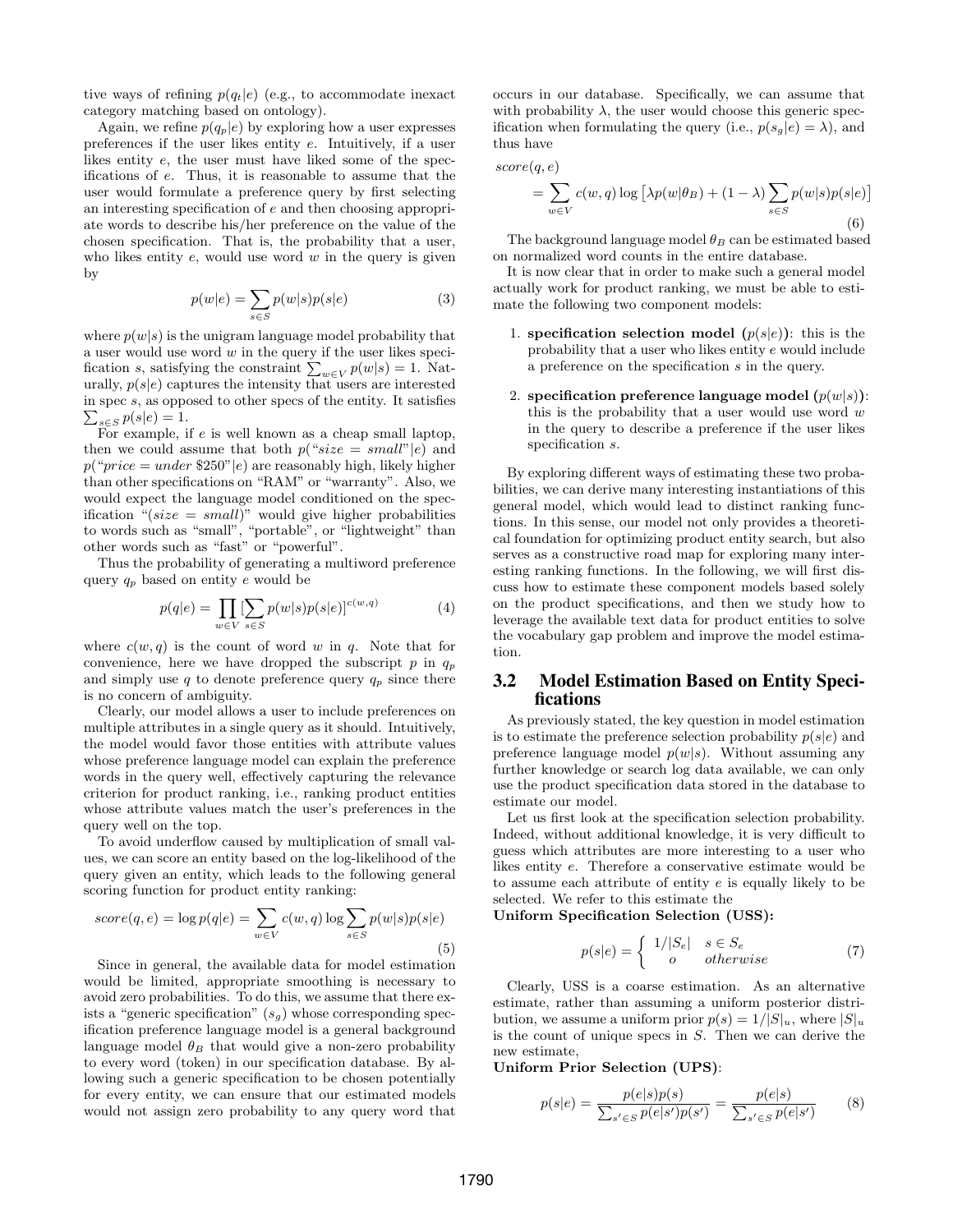tive ways of refining $p(q_t|e)$ (e.g., to accommodate inexact category matching based on ontology).

Again, we refine $p(q_p|e)$ by exploring how a user expresses preferences if the user likes entity $e$. Intuitively, if a user likes entity $e$, the user must have liked some of the specifications of $e$. Thus, it is reasonable to assume that the user would formulate a preference query by first selecting an interesting specification of $e$ and then choosing appropriate words to describe his/her preference on the value of the chosen specification. That is, the probability that a user, who likes entity $e$, would use word $w$ in the query is given by

$$p(w|e) = \sum_{s \in S} p(w|s)p(s|e) \tag{3}$$

where $p(w|s)$ is the unigram language model probability that a user would use word $w$ in the query if the user likes specification $s$, satisfying the constraint $\sum_{w \in V} p(w|s) = 1$. Naturally, $p(s|e)$ captures the intensity that users are interested in spec $s$, as opposed to other specs of the entity. It satisfies $\sum_{s \in S} p(s|e) = 1$.

For example, if $e$ is well known as a cheap small laptop, then we could assume that both $p(\text{"}size = small\text{"}|e)$ and $p(\text{"}price = under\ \$250\text{"}|e)$ are reasonably high, likely higher than other specifications on "RAM" or "warranty". Also, we would expect the language model conditioned on the specification "$(size = small)$" would give higher probabilities to words such as "small", "portable", or "lightweight" than other words such as "fast" or "powerful".

Thus the probability of generating a multiword preference query $q_p$ based on entity $e$ would be

$$p(q|e) = \prod_{w \in V} [\sum_{s \in S} p(w|s)p(s|e)]^{c(w,q)} \tag{4}$$

where $c(w, q)$ is the count of word $w$ in $q$. Note that for convenience, here we have dropped the subscript $p$ in $q_p$ and simply use $q$ to denote preference query $q_p$ since there is no concern of ambiguity.

Clearly, our model allows a user to include preferences on multiple attributes in a single query as it should. Intuitively, the model would favor those entities with attribute values whose preference language model can explain the preference words in the query well, effectively capturing the relevance criterion for product ranking, i.e., ranking product entities whose attribute values match the user's preferences in the query well on the top.

To avoid underflow caused by multiplication of small values, we can score an entity based on the log-likelihood of the query given an entity, which leads to the following general scoring function for product entity ranking:

$$score(q, e) = \log p(q|e) = \sum_{w \in V} c(w, q) \log \sum_{s \in S} p(w|s)p(s|e) \tag{5}$$

Since in general, the available data for model estimation would be limited, appropriate smoothing is necessary to avoid zero probabilities. To do this, we assume that there exists a "generic specification" ($s_g$) whose corresponding specification preference language model is a general background language model $\theta_B$ that would give a non-zero probability to every word (token) in our specification database. By allowing such a generic specification to be chosen potentially for every entity, we can ensure that our estimated models would not assign zero probability to any query word that occurs in our database. Specifically, we can assume that with probability $\lambda$, the user would choose this generic specification when formulating the query (i.e., $p(s_g|e) = \lambda$), and thus have

$$\begin{aligned} score(q, e) \\ = \sum_{w \in V} c(w, q) \log \left[\lambda p(w|\theta_B) + (1 - \lambda) \sum_{s \in S} p(w|s)p(s|e)\right] \end{aligned} \tag{6}$$

The background language model $\theta_B$ can be estimated based on normalized word counts in the entire database.

It is now clear that in order to make such a general model actually work for product ranking, we must be able to estimate the following two component models:

1. **specification selection model ($p(s|e)$)**: this is the probability that a user who likes entity $e$ would include a preference on the specification $s$ in the query.
2. **specification preference language model ($p(w|s)$)**: this is the probability that a user would use word $w$ in the query to describe a preference if the user likes specification $s$.

By exploring different ways of estimating these two probabilities, we can derive many interesting instantiations of this general model, which would lead to distinct ranking functions. In this sense, our model not only provides a theoretical foundation for optimizing product entity search, but also serves as a constructive road map for exploring many interesting ranking functions. In the following, we will first discuss how to estimate these component models based solely on the product specifications, and then we study how to leverage the available text data for product entities to solve the vocabulary gap problem and improve the model estimation.

## 3.2 Model Estimation Based on Entity Specifications

As previously stated, the key question in model estimation is to estimate the preference selection probability $p(s|e)$ and preference language model $p(w|s)$. Without assuming any further knowledge or search log data available, we can only use the product specification data stored in the database to estimate our model.

Let us first look at the specification selection probability. Indeed, without additional knowledge, it is very difficult to guess which attributes are more interesting to a user who likes entity $e$. Therefore a conservative estimate would be to assume each attribute of entity $e$ is equally likely to be selected. We refer to this estimate the

**Uniform Specification Selection (USS):**

$$p(s|e) = \begin{cases} 1/|S_e| & s \in S_e \\ o & otherwise \end{cases} \tag{7}$$

Clearly, USS is a coarse estimation. As an alternative estimate, rather than assuming a uniform posterior distribution, we assume a uniform prior $p(s) = 1/|S|_u$, where $|S|_u$ is the count of unique specs in $S$. Then we can derive the new estimate,

**Uniform Prior Selection (UPS)**:

$$p(s|e) = \frac{p(e|s)p(s)}{\sum_{s' \in S} p(e|s')p(s')} = \frac{p(e|s)}{\sum_{s' \in S} p(e|s')} \tag{8}$$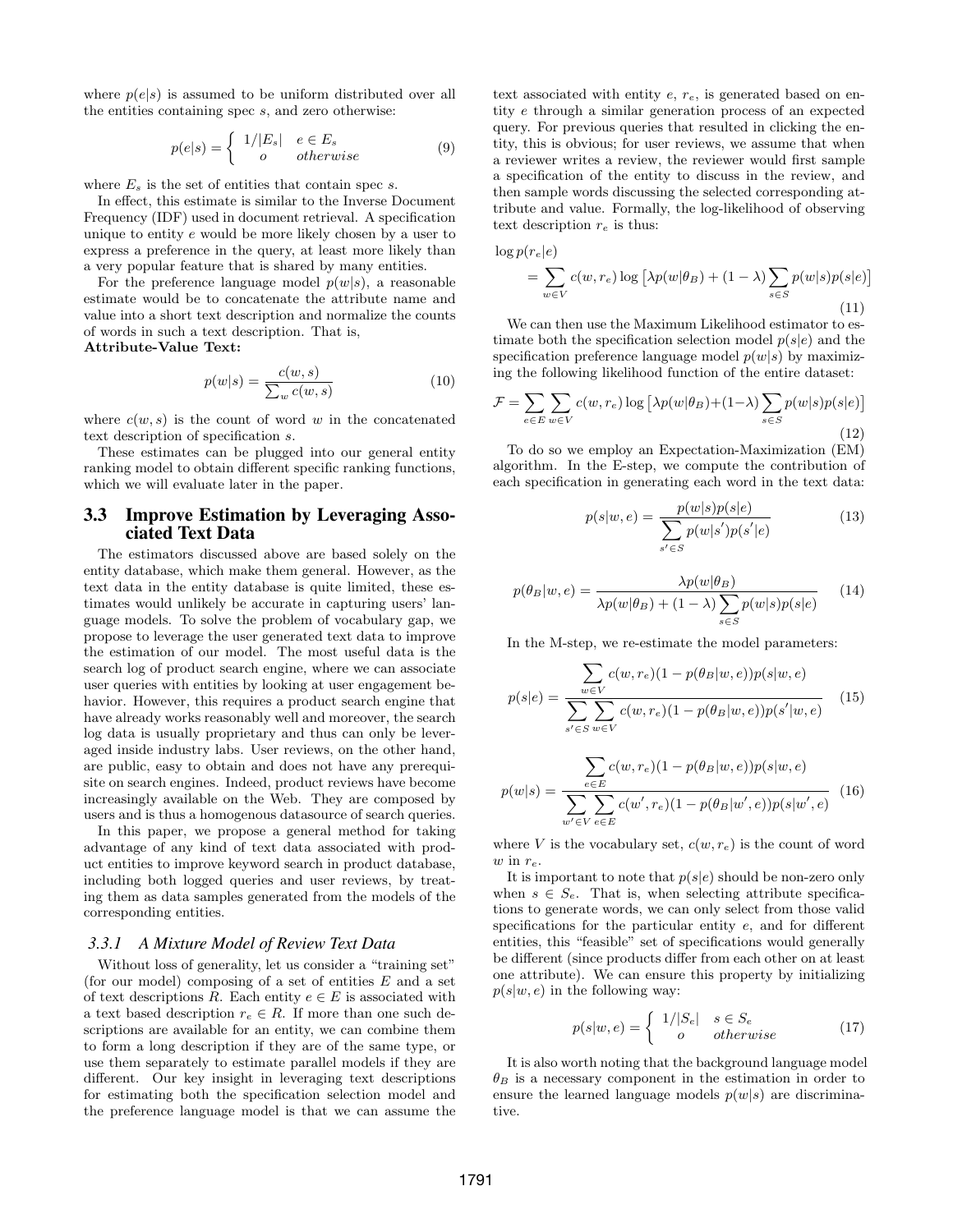where $p(e|s)$ is assumed to be uniform distributed over all the entities containing spec $s$, and zero otherwise:

$$p(e|s) = \begin{cases} 1/|E_s| & e \in E_s \\ o & otherwise \end{cases} \quad (9)$$

where $E_s$ is the set of entities that contain spec $s$.

In effect, this estimate is similar to the Inverse Document Frequency (IDF) used in document retrieval. A specification unique to entity $e$ would be more likely chosen by a user to express a preference in the query, at least more likely than a very popular feature that is shared by many entities.

For the preference language model $p(w|s)$, a reasonable estimate would be to concatenate the attribute name and value into a short text description and normalize the counts of words in such a text description. That is,

**Attribute-Value Text:**

$$p(w|s) = \frac{c(w,s)}{\sum_w c(w,s)} \quad (10)$$

where $c(w,s)$ is the count of word $w$ in the concatenated text description of specification $s$.

These estimates can be plugged into our general entity ranking model to obtain different specific ranking functions, which we will evaluate later in the paper.

## 3.3 Improve Estimation by Leveraging Associated Text Data

The estimators discussed above are based solely on the entity database, which make them general. However, as the text data in the entity database is quite limited, these estimates would unlikely be accurate in capturing users' language models. To solve the problem of vocabulary gap, we propose to leverage the user generated text data to improve the estimation of our model. The most useful data is the search log of product search engine, where we can associate user queries with entities by looking at user engagement behavior. However, this requires a product search engine that have already works reasonably well and moreover, the search log data is usually proprietary and thus can only be leveraged inside industry labs. User reviews, on the other hand, are public, easy to obtain and does not have any prerequisite on search engines. Indeed, product reviews have become increasingly available on the Web. They are composed by users and is thus a homogenous datasource of search queries.

In this paper, we propose a general method for taking advantage of any kind of text data associated with product entities to improve keyword search in product database, including both logged queries and user reviews, by treating them as data samples generated from the models of the corresponding entities.

### 3.3.1 A Mixture Model of Review Text Data

Without loss of generality, let us consider a "training set" (for our model) composing of a set of entities $E$ and a set of text descriptions $R$. Each entity $e \in E$ is associated with a text based description $r_e \in R$. If more than one such descriptions are available for an entity, we can combine them to form a long description if they are of the same type, or use them separately to estimate parallel models if they are different. Our key insight in leveraging text descriptions for estimating both the specification selection model and the preference language model is that we can assume the text associated with entity $e$, $r_e$, is generated based on entity $e$ through a similar generation process of an expected query. For previous queries that resulted in clicking the entity, this is obvious; for user reviews, we assume that when a reviewer writes a review, the reviewer would first sample a specification of the entity to discuss in the review, and then sample words discussing the selected corresponding attribute and value. Formally, the log-likelihood of observing text description $r_e$ is thus:

$$\log p(r_e|e) = \sum_{w \in V} c(w, r_e) \log \left[\lambda p(w|\theta_B) + (1-\lambda) \sum_{s \in S} p(w|s)p(s|e)\right] \quad (11)$$

We can then use the Maximum Likelihood estimator to estimate both the specification selection model $p(s|e)$ and the specification preference language model $p(w|s)$ by maximizing the following likelihood function of the entire dataset:

$$\mathcal{F} = \sum_{e \in E} \sum_{w \in V} c(w, r_e) \log \left[\lambda p(w|\theta_B) + (1-\lambda) \sum_{s \in S} p(w|s)p(s|e)\right] \quad (12)$$

To do so we employ an Expectation-Maximization (EM) algorithm. In the E-step, we compute the contribution of each specification in generating each word in the text data:

$$p(s|w,e) = \frac{p(w|s)p(s|e)}{\sum_{s' \in S} p(w|s')p(s'|e)} \quad (13)$$

$$p(\theta_B|w,e) = \frac{\lambda p(w|\theta_B)}{\lambda p(w|\theta_B) + (1-\lambda) \sum_{s \in S} p(w|s)p(s|e)} \quad (14)$$

In the M-step, we re-estimate the model parameters:

$$p(s|e) = \frac{\sum_{w \in V} c(w, r_e)(1 - p(\theta_B|w,e))p(s|w,e)}{\sum_{s' \in S} \sum_{w \in V} c(w, r_e)(1 - p(\theta_B|w,e))p(s'|w,e)} \quad (15)$$

$$p(w|s) = \frac{\sum_{e \in E} c(w, r_e)(1 - p(\theta_B|w,e))p(s|w,e)}{\sum_{w' \in V} \sum_{e \in E} c(w', r_e)(1 - p(\theta_B|w',e))p(s|w',e)} \quad (16)$$

where $V$ is the vocabulary set, $c(w, r_e)$ is the count of word $w$ in $r_e$.

It is important to note that $p(s|e)$ should be non-zero only when $s \in S_e$. That is, when selecting attribute specifications to generate words, we can only select from those valid specifications for the particular entity $e$, and for different entities, this "feasible" set of specifications would generally be different (since products differ from each other on at least one attribute). We can ensure this property by initializing $p(s|w,e)$ in the following way:

$$p(s|w,e) = \begin{cases} 1/|S_e| & s \in S_e \\ o & otherwise \end{cases} \quad (17)$$

It is also worth noting that the background language model $\theta_B$ is a necessary component in the estimation in order to ensure the learned language models $p(w|s)$ are discriminative.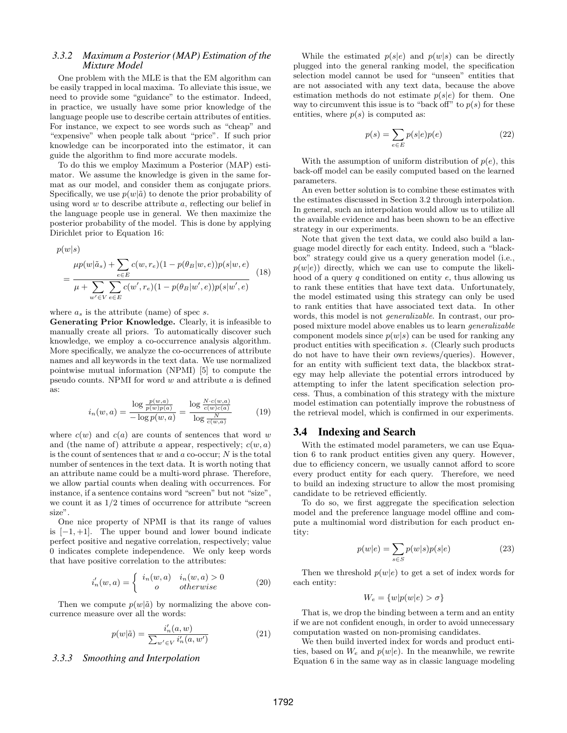### 3.3.2 Maximum a Posterior (MAP) Estimation of the Mixture Model

One problem with the MLE is that the EM algorithm can be easily trapped in local maxima. To alleviate this issue, we need to provide some "guidance" to the estimator. Indeed, in practice, we usually have some prior knowledge of the language people use to describe certain attributes of entities. For instance, we expect to see words such as "cheap" and "expensive" when people talk about "price". If such prior knowledge can be incorporated into the estimator, it can guide the algorithm to find more accurate models.

To do this we employ Maximum a Posterior (MAP) estimator. We assume the knowledge is given in the same format as our model, and consider them as conjugate priors. Specifically, we use $p(w|\tilde{a})$ to denote the prior probability of using word $w$ to describe attribute $a$, reflecting our belief in the language people use in general. We then maximize the posterior probability of the model. This is done by applying Dirichlet prior to Equation 16:

$$p(w|s) = \frac{\mu p(w|\tilde{a}_s) + \sum_{e \in E} c(w, r_e)(1 - p(\theta_B|w, e))p(s|w, e)}{\mu + \sum_{w' \in V} \sum_{e \in E} c(w', r_e)(1 - p(\theta_B|w', e))p(s|w', e)} \quad (18)$$

where $a_s$ is the attribute (name) of spec $s$.

**Generating Prior Knowledge.** Clearly, it is infeasible to manually create all priors. To automatically discover such knowledge, we employ a co-occurrence analysis algorithm. More specifically, we analyze the co-occurrences of attribute names and all keywords in the text data. We use normalized pointwise mutual information (NPMI) [5] to compute the pseudo counts. NPMI for word $w$ and attribute $a$ is defined as:

$$i_n(w, a) = \frac{\log \frac{p(w,a)}{p(w)p(a)}}{-\log p(w, a)} = \frac{\log \frac{N \cdot c(w,a)}{c(w)c(a)}}{\log \frac{N}{c(w,a)}} \quad (19)$$

where $c(w)$ and $c(a)$ are counts of sentences that word $w$ and (the name of) attribute $a$ appear, respectively; $c(w, a)$ is the count of sentences that $w$ and $a$ co-occur; $N$ is the total number of sentences in the text data. It is worth noting that an attribute name could be a multi-word phrase. Therefore, we allow partial counts when dealing with occurrences. For instance, if a sentence contains word "screen" but not "size", we count it as 1/2 times of occurrence for attribute "screen size".

One nice property of NPMI is that its range of values is $[-1, +1]$. The upper bound and lower bound indicate perfect positive and negative correlation, respectively; value 0 indicates complete independence. We only keep words that have positive correlation to the attributes:

$$i'_n(w, a) = \begin{cases} i_n(w, a) & i_n(w, a) > 0 \\ o & otherwise \end{cases} \quad (20)$$

Then we compute $p(w|\tilde{a})$ by normalizing the above concurrence measure over all the words:

$$p(w|\tilde{a}) = \frac{i'_n(a, w)}{\sum_{w' \in V} i'_n(a, w')} \quad (21)$$

### 3.3.3 Smoothing and Interpolation

While the estimated $p(s|e)$ and $p(w|s)$ can be directly plugged into the general ranking model, the specification selection model cannot be used for "unseen" entities that are not associated with any text data, because the above estimation methods do not estimate $p(s|e)$ for them. One way to circumvent this issue is to "back off" to $p(s)$ for these entities, where $p(s)$ is computed as:

$$p(s) = \sum_{e \in E} p(s|e)p(e) \quad (22)$$

With the assumption of uniform distribution of $p(e)$, this back-off model can be easily computed based on the learned parameters.

An even better solution is to combine these estimates with the estimates discussed in Section 3.2 through interpolation. In general, such an interpolation would allow us to utilize all the available evidence and has been shown to be an effective strategy in our experiments.

Note that given the text data, we could also build a language model directly for each entity. Indeed, such a "black-box" strategy could give us a query generation model (i.e., $p(w|e)$) directly, which we can use to compute the likelihood of a query $q$ conditioned on entity $e$, thus allowing us to rank these entities that have text data. Unfortunately, the model estimated using this strategy can only be used to rank entities that have associated text data. In other words, this model is not *generalizable*. In contrast, our proposed mixture model above enables us to learn *generalizable* component models since $p(w|s)$ can be used for ranking any product entities with specification $s$. (Clearly such products do not have to have their own reviews/queries). However, for an entity with sufficient text data, the blackbox strategy may help alleviate the potential errors introduced by attempting to infer the latent specification selection process. Thus, a combination of this strategy with the mixture model estimation can potentially improve the robustness of the retrieval model, which is confirmed in our experiments.

## 3.4 Indexing and Search

With the estimated model parameters, we can use Equation 6 to rank product entities given any query. However, due to efficiency concern, we usually cannot afford to score every product entity for each query. Therefore, we need to build an indexing structure to allow the most promising candidate to be retrieved efficiently.

To do so, we first aggregate the specification selection model and the preference language model offline and compute a multinomial word distribution for each product entity:

$$p(w|e) = \sum_{s \in S} p(w|s)p(s|e) \quad (23)$$

Then we threshold $p(w|e)$ to get a set of index words for each entity:

$$W_e = \{w | p(w|e) > \sigma\}$$

That is, we drop the binding between a term and an entity if we are not confident enough, in order to avoid unnecessary computation wasted on non-promising candidates.

We then build inverted index for words and product entities, based on $W_e$ and $p(w|e)$. In the meanwhile, we rewrite Equation 6 in the same way as in classic language modeling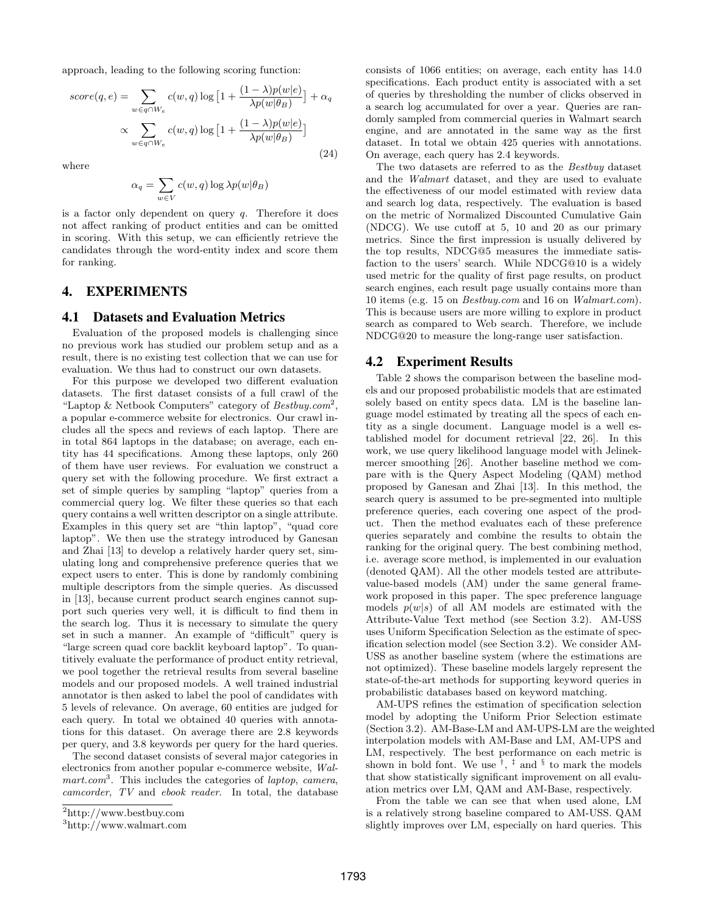approach, leading to the following scoring function:

$$
\begin{aligned}
score(q,e) &= \sum_{w \in q \cap W_e} c(w,q) \log\left[1 + \frac{(1-\lambda)p(w|e)}{\lambda p(w|\theta_B)}\right] + \alpha_q \\
&\propto \sum_{w \in q \cap W_e} c(w,q) \log\left[1 + \frac{(1-\lambda)p(w|e)}{\lambda p(w|\theta_B)}\right]
\end{aligned}
\tag{24}
$$

where

$$
\alpha_q = \sum_{w \in V} c(w,q) \log \lambda p(w|\theta_B)
$$

is a factor only dependent on query $q$. Therefore it does not affect ranking of product entities and can be omitted in scoring. With this setup, we can efficiently retrieve the candidates through the word-entity index and score them for ranking.

## 4. EXPERIMENTS

### 4.1 Datasets and Evaluation Metrics

Evaluation of the proposed models is challenging since no previous work has studied our problem setup and as a result, there is no existing test collection that we can use for evaluation. We thus had to construct our own datasets.

For this purpose we developed two different evaluation datasets. The first dataset consists of a full crawl of the "Laptop & Netbook Computers" category of *Bestbuy.com*[2], a popular e-commerce website for electronics. Our crawl includes all the specs and reviews of each laptop. There are in total 864 laptops in the database; on average, each entity has 44 specifications. Among these laptops, only 260 of them have user reviews. For evaluation we construct a query set with the following procedure. We first extract a set of simple queries by sampling "laptop" queries from a commercial query log. We filter these queries so that each query contains a well written descriptor on a single attribute. Examples in this query set are "thin laptop", "quad core laptop". We then use the strategy introduced by Ganesan and Zhai [13] to develop a relatively harder query set, simulating long and comprehensive preference queries that we expect users to enter. This is done by randomly combining multiple descriptors from the simple queries. As discussed in [13], because current product search engines cannot support such queries very well, it is difficult to find them in the search log. Thus it is necessary to simulate the query set in such a manner. An example of "difficult" query is "large screen quad core backlit keyboard laptop". To quantitively evaluate the performance of product entity retrieval, we pool together the retrieval results from several baseline models and our proposed models. A well trained industrial annotator is then asked to label the pool of candidates with 5 levels of relevance. On average, 60 entities are judged for each query. In total we obtained 40 queries with annotations for this dataset. On average there are 2.8 keywords per query, and 3.8 keywords per query for the hard queries.

The second dataset consists of several major categories in electronics from another popular e-commerce website, *Walmart.com*[3]. This includes the categories of *laptop*, *camera*, *camcorder*, *TV* and *ebook reader*. In total, the database consists of 1066 entities; on average, each entity has 14.0 specifications. Each product entity is associated with a set of queries by thresholding the number of clicks observed in a search log accumulated for over a year. Queries are randomly sampled from commercial queries in Walmart search engine, and are annotated in the same way as the first dataset. In total we obtain 425 queries with annotations. On average, each query has 2.4 keywords.

The two datasets are referred to as the *Bestbuy* dataset and the *Walmart* dataset, and they are used to evaluate the effectiveness of our model estimated with review data and search log data, respectively. The evaluation is based on the metric of Normalized Discounted Cumulative Gain (NDCG). We use cutoff at 5, 10 and 20 as our primary metrics. Since the first impression is usually delivered by the top results, NDCG@5 measures the immediate satisfaction to the users' search. While NDCG@10 is a widely used metric for the quality of first page results, on product search engines, each result page usually contains more than 10 items (e.g. 15 on *Bestbuy.com* and 16 on *Walmart.com*). This is because users are more willing to explore in product search as compared to Web search. Therefore, we include NDCG@20 to measure the long-range user satisfaction.

[2]http://www.bestbuy.com

[3]http://www.walmart.com

### 4.2 Experiment Results

Table 2 shows the comparison between the baseline models and our proposed probabilistic models that are estimated solely based on entity specs data. LM is the baseline language model estimated by treating all the specs of each entity as a single document. Language model is a well established model for document retrieval [22, 26]. In this work, we use query likelihood language model with Jelinek-mercer smoothing [26]. Another baseline method we compare with is the Query Aspect Modeling (QAM) method proposed by Ganesan and Zhai [13]. In this method, the search query is assumed to be pre-segmented into multiple preference queries, each covering one aspect of the product. Then the method evaluates each of these preference queries separately and combine the results to obtain the ranking for the original query. The best combining method, i.e. average score method, is implemented in our evaluation (denoted QAM). All the other models tested are attribute-value-based models (AM) under the same general framework proposed in this paper. The spec preference language models $p(w|s)$ of all AM models are estimated with the Attribute-Value Text method (see Section 3.2). AM-USS uses Uniform Specification Selection as the estimate of specification selection model (see Section 3.2). We consider AM-USS as another baseline system (where the estimations are not optimized). These baseline models largely represent the state-of-the-art methods for supporting keyword queries in probabilistic databases based on keyword matching.

AM-UPS refines the estimation of specification selection model by adopting the Uniform Prior Selection estimate (Section 3.2). AM-Base-LM and AM-UPS-LM are the weighted interpolation models with AM-Base and LM, AM-UPS and LM, respectively. The best performance on each metric is shown in bold font. We use †, ‡ and § to mark the models that show statistically significant improvement on all evaluation metrics over LM, QAM and AM-Base, respectively.

From the table we can see that when used alone, LM is a relatively strong baseline compared to AM-USS. QAM slightly improves over LM, especially on hard queries. This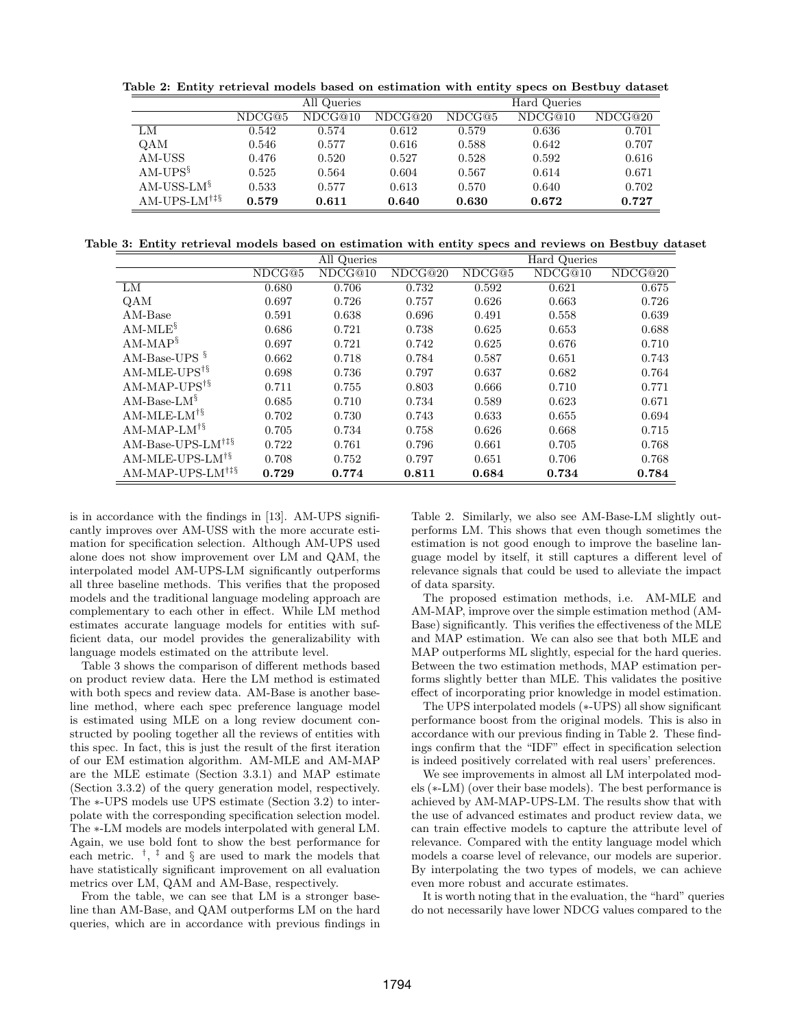**Table 2: Entity retrieval models based on estimation with entity specs on Bestbuy dataset**

| | All Queries | | | Hard Queries | | |
|---|---|---|---|---|---|---|
| | NDCG@5 | NDCG@10 | NDCG@20 | NDCG@5 | NDCG@10 | NDCG@20 |
| LM | 0.542 | 0.574 | 0.612 | 0.579 | 0.636 | 0.701 |
| QAM | 0.546 | 0.577 | 0.616 | 0.588 | 0.642 | 0.707 |
| AM-USS | 0.476 | 0.520 | 0.527 | 0.528 | 0.592 | 0.616 |
| AM-UPS§ | 0.525 | 0.564 | 0.604 | 0.567 | 0.614 | 0.671 |
| AM-USS-LM§ | 0.533 | 0.577 | 0.613 | 0.570 | 0.640 | 0.702 |
| AM-UPS-LM†‡§ | **0.579** | **0.611** | **0.640** | **0.630** | **0.672** | **0.727** |

**Table 3: Entity retrieval models based on estimation with entity specs and reviews on Bestbuy dataset**

| | All Queries | | | Hard Queries | | |
|---|---|---|---|---|---|---|
| | NDCG@5 | NDCG@10 | NDCG@20 | NDCG@5 | NDCG@10 | NDCG@20 |
| LM | 0.680 | 0.706 | 0.732 | 0.592 | 0.621 | 0.675 |
| QAM | 0.697 | 0.726 | 0.757 | 0.626 | 0.663 | 0.726 |
| AM-Base | 0.591 | 0.638 | 0.696 | 0.491 | 0.558 | 0.639 |
| AM-MLE§ | 0.686 | 0.721 | 0.738 | 0.625 | 0.653 | 0.688 |
| AM-MAP§ | 0.697 | 0.721 | 0.742 | 0.625 | 0.676 | 0.710 |
| AM-Base-UPS § | 0.662 | 0.718 | 0.784 | 0.587 | 0.651 | 0.743 |
| AM-MLE-UPS†§ | 0.698 | 0.736 | 0.797 | 0.637 | 0.682 | 0.764 |
| AM-MAP-UPS†§ | 0.711 | 0.755 | 0.803 | 0.666 | 0.710 | 0.771 |
| AM-Base-LM§ | 0.685 | 0.710 | 0.734 | 0.589 | 0.623 | 0.671 |
| AM-MLE-LM†§ | 0.702 | 0.730 | 0.743 | 0.633 | 0.655 | 0.694 |
| AM-MAP-LM†§ | 0.705 | 0.734 | 0.758 | 0.626 | 0.668 | 0.715 |
| AM-Base-UPS-LM†‡§ | 0.722 | 0.761 | 0.796 | 0.661 | 0.705 | 0.768 |
| AM-MLE-UPS-LM†§ | 0.708 | 0.752 | 0.797 | 0.651 | 0.706 | 0.768 |
| AM-MAP-UPS-LM†‡§ | **0.729** | **0.774** | **0.811** | **0.684** | **0.734** | **0.784** |

is in accordance with the findings in [13]. AM-UPS significantly improves over AM-USS with the more accurate estimation for specification selection. Although AM-UPS used alone does not show improvement over LM and QAM, the interpolated model AM-UPS-LM significantly outperforms all three baseline methods. This verifies that the proposed models and the traditional language modeling approach are complementary to each other in effect. While LM method estimates accurate language models for entities with sufficient data, our model provides the generalizability with language models estimated on the attribute level.

Table 3 shows the comparison of different methods based on product review data. Here the LM method is estimated with both specs and review data. AM-Base is another baseline method, where each spec preference language model is estimated using MLE on a long review document constructed by pooling together all the reviews of entities with this spec. In fact, this is just the result of the first iteration of our EM estimation algorithm. AM-MLE and AM-MAP are the MLE estimate (Section 3.3.1) and MAP estimate (Section 3.3.2) of the query generation model, respectively. The ∗-UPS models use UPS estimate (Section 3.2) to interpolate with the corresponding specification selection model. The ∗-LM models are models interpolated with general LM. Again, we use bold font to show the best performance for each metric. †, ‡ and § are used to mark the models that have statistically significant improvement on all evaluation metrics over LM, QAM and AM-Base, respectively.

From the table, we can see that LM is a stronger baseline than AM-Base, and QAM outperforms LM on the hard queries, which are in accordance with previous findings in Table 2. Similarly, we also see AM-Base-LM slightly outperforms LM. This shows that even though sometimes the estimation is not good enough to improve the baseline language model by itself, it still captures a different level of relevance signals that could be used to alleviate the impact of data sparsity.

The proposed estimation methods, i.e. AM-MLE and AM-MAP, improve over the simple estimation method (AM-Base) significantly. This verifies the effectiveness of the MLE and MAP estimation. We can also see that both MLE and MAP outperforms ML slightly, especial for the hard queries. Between the two estimation methods, MAP estimation performs slightly better than MLE. This validates the positive effect of incorporating prior knowledge in model estimation.

The UPS interpolated models (∗-UPS) all show significant performance boost from the original models. This is also in accordance with our previous finding in Table 2. These findings confirm that the "IDF" effect in specification selection is indeed positively correlated with real users' preferences.

We see improvements in almost all LM interpolated models (∗-LM) (over their base models). The best performance is achieved by AM-MAP-UPS-LM. The results show that with the use of advanced estimates and product review data, we can train effective models to capture the attribute level of relevance. Compared with the entity language model which models a coarse level of relevance, our models are superior. By interpolating the two types of models, we can achieve even more robust and accurate estimates.

It is worth noting that in the evaluation, the "hard" queries do not necessarily have lower NDCG values compared to the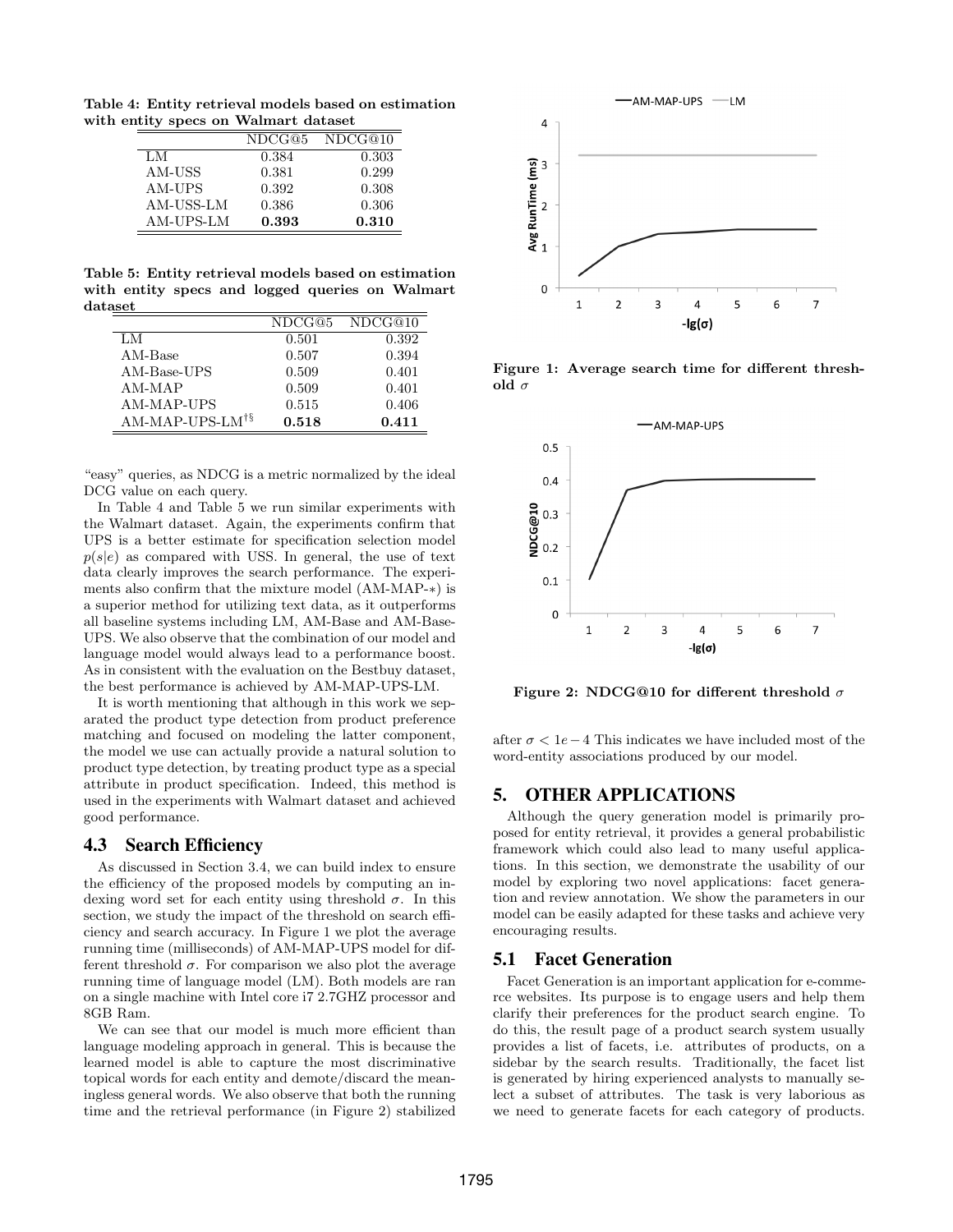**Table 4: Entity retrieval models based on estimation with entity specs on Walmart dataset**

| | NDCG@5 | NDCG@10 |
|---|---|---|
| LM | 0.384 | 0.303 |
| AM-USS | 0.381 | 0.299 |
| AM-UPS | 0.392 | 0.308 |
| AM-USS-LM | 0.386 | 0.306 |
| AM-UPS-LM | **0.393** | **0.310** |

**Table 5: Entity retrieval models based on estimation with entity specs and logged queries on Walmart dataset**

| | NDCG@5 | NDCG@10 |
|---|---|---|
| LM | 0.501 | 0.392 |
| AM-Base | 0.507 | 0.394 |
| AM-Base-UPS | 0.509 | 0.401 |
| AM-MAP | 0.509 | 0.401 |
| AM-MAP-UPS | 0.515 | 0.406 |
| AM-MAP-UPS-LM[†§] | **0.518** | **0.411** |

"easy" queries, as NDCG is a metric normalized by the ideal DCG value on each query.

In Table 4 and Table 5 we run similar experiments with the Walmart dataset. Again, the experiments confirm that UPS is a better estimate for specification selection model $p(s|e)$ as compared with USS. In general, the use of text data clearly improves the search performance. The experiments also confirm that the mixture model (AM-MAP-∗) is a superior method for utilizing text data, as it outperforms all baseline systems including LM, AM-Base and AM-Base-UPS. We also observe that the combination of our model and language model would always lead to a performance boost. As in consistent with the evaluation on the Bestbuy dataset, the best performance is achieved by AM-MAP-UPS-LM.

It is worth mentioning that although in this work we separated the product type detection from product preference matching and focused on modeling the latter component, the model we use can actually provide a natural solution to product type detection, by treating product type as a special attribute in product specification. Indeed, this method is used in the experiments with Walmart dataset and achieved good performance.

## 4.3 Search Efficiency

As discussed in Section 3.4, we can build index to ensure the efficiency of the proposed models by computing an indexing word set for each entity using threshold $\sigma$. In this section, we study the impact of the threshold on search efficiency and search accuracy. In Figure 1 we plot the average running time (milliseconds) of AM-MAP-UPS model for different threshold $\sigma$. For comparison we also plot the average running time of language model (LM). Both models are ran on a single machine with Intel core i7 2.7GHZ processor and 8GB Ram.

We can see that our model is much more efficient than language modeling approach in general. This is because the learned model is able to capture the most discriminative topical words for each entity and demote/discard the meaningless general words. We also observe that both the running time and the retrieval performance (in Figure 2) stabilized

**Figure 1: Average search time for different threshold $\sigma$**

**Figure 2: NDCG@10 for different threshold $\sigma$**

after $\sigma < 1e-4$ This indicates we have included most of the word-entity associations produced by our model.

# 5. OTHER APPLICATIONS

Although the query generation model is primarily proposed for entity retrieval, it provides a general probabilistic framework which could also lead to many useful applications. In this section, we demonstrate the usability of our model by exploring two novel applications: facet generation and review annotation. We show the parameters in our model can be easily adapted for these tasks and achieve very encouraging results.

## 5.1 Facet Generation

Facet Generation is an important application for e-commerce websites. Its purpose is to engage users and help them clarify their preferences for the product search engine. To do this, the result page of a product search system usually provides a list of facets, i.e. attributes of products, on a sidebar by the search results. Traditionally, the facet list is generated by hiring experienced analysts to manually select a subset of attributes. The task is very laborious as we need to generate facets for each category of products.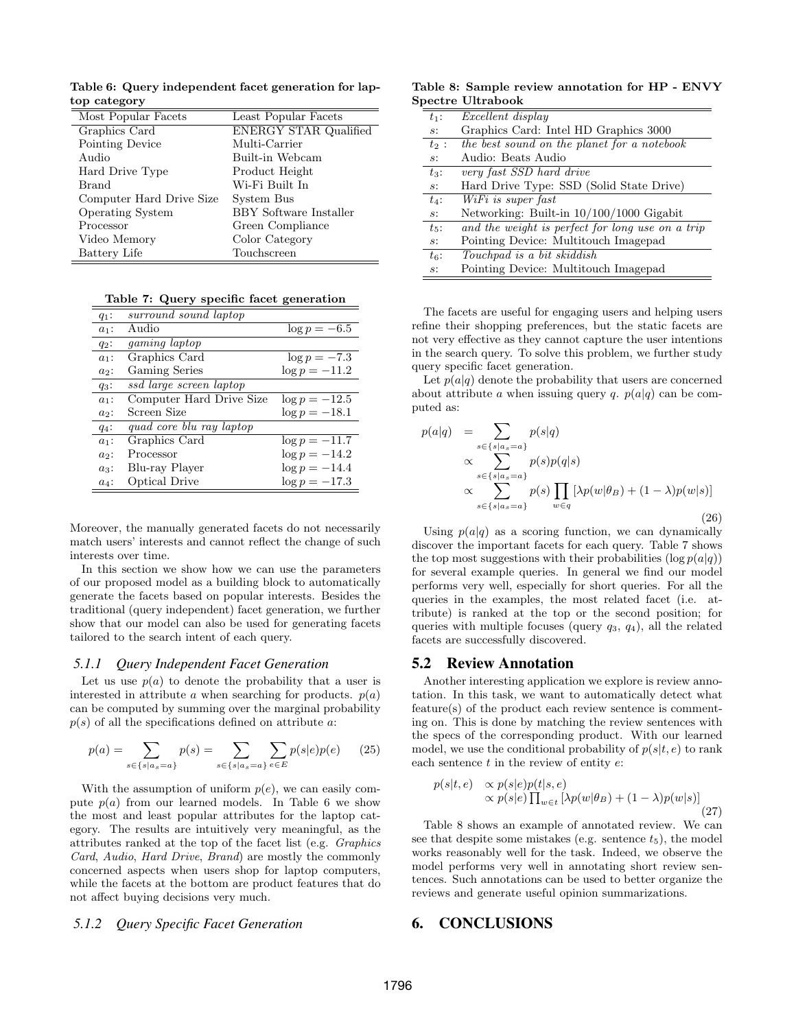**Table 6: Query independent facet generation for laptop category**

| Most Popular Facets | Least Popular Facets |
|---|---|
| Graphics Card | ENERGY STAR Qualified |
| Pointing Device | Multi-Carrier |
| Audio | Built-in Webcam |
| Hard Drive Type | Product Height |
| Brand | Wi-Fi Built In |
| Computer Hard Drive Size | System Bus |
| Operating System | BBY Software Installer |
| Processor | Green Compliance |
| Video Memory | Color Category |
| Battery Life | Touchscreen |

**Table 7: Query specific facet generation**

| | | |
|---|---|---|
| $q_1$: | *surround sound laptop* | |
| $a_1$: | Audio | $\log p = -6.5$ |
| $q_2$: | *gaming laptop* | |
| $a_1$: | Graphics Card | $\log p = -7.3$ |
| $a_2$: | Gaming Series | $\log p = -11.2$ |
| $q_3$: | *ssd large screen laptop* | |
| $a_1$: | Computer Hard Drive Size | $\log p = -12.5$ |
| $a_2$: | Screen Size | $\log p = -18.1$ |
| $q_4$: | *quad core blu ray laptop* | |
| $a_1$: | Graphics Card | $\log p = -11.7$ |
| $a_2$: | Processor | $\log p = -14.2$ |
| $a_3$: | Blu-ray Player | $\log p = -14.4$ |
| $a_4$: | Optical Drive | $\log p = -17.3$ |

Moreover, the manually generated facets do not necessarily match users' interests and cannot reflect the change of such interests over time.

In this section we show how we can use the parameters of our proposed model as a building block to automatically generate the facets based on popular interests. Besides the traditional (query independent) facet generation, we further show that our model can also be used for generating facets tailored to the search intent of each query.

### 5.1.1 Query Independent Facet Generation

Let us use $p(a)$ to denote the probability that a user is interested in attribute $a$ when searching for products. $p(a)$ can be computed by summing over the marginal probability $p(s)$ of all the specifications defined on attribute $a$:

$$p(a) = \sum_{s \in \{s|a_s = a\}} p(s) = \sum_{s \in \{s|a_s = a\}} \sum_{e \in E} p(s|e)p(e) \quad (25)$$

With the assumption of uniform $p(e)$, we can easily compute $p(a)$ from our learned models. In Table 6 we show the most and least popular attributes for the laptop category. The results are intuitively very meaningful, as the attributes ranked at the top of the facet list (e.g. *Graphics Card*, *Audio*, *Hard Drive*, *Brand*) are mostly the commonly concerned aspects when users shop for laptop computers, while the facets at the bottom are product features that do not affect buying decisions very much.

### 5.1.2 Query Specific Facet Generation

**Table 8: Sample review annotation for HP - ENVY Spectre Ultrabook**

| | |
|---|---|
| $t_1$: | *Excellent display* |
| $s$: | Graphics Card: Intel HD Graphics 3000 |
| $t_2$ : | *the best sound on the planet for a notebook* |
| $s$: | Audio: Beats Audio |
| $t_3$: | *very fast SSD hard drive* |
| $s$: | Hard Drive Type: SSD (Solid State Drive) |
| $t_4$: | *WiFi is super fast* |
| $s$: | Networking: Built-in 10/100/1000 Gigabit |
| $t_5$: | *and the weight is perfect for long use on a trip* |
| $s$: | Pointing Device: Multitouch Imagepad |
| $t_6$: | *Touchpad is a bit skiddish* |
| $s$: | Pointing Device: Multitouch Imagepad |

The facets are useful for engaging users and helping users refine their shopping preferences, but the static facets are not very effective as they cannot capture the user intentions in the search query. To solve this problem, we further study query specific facet generation.

Let $p(a|q)$ denote the probability that users are concerned about attribute $a$ when issuing query $q$. $p(a|q)$ can be computed as:

$$\begin{aligned} p(a|q) &= \sum_{s \in \{s|a_s = a\}} p(s|q) \\ &\propto \sum_{s \in \{s|a_s = a\}} p(s)p(q|s) \\ &\propto \sum_{s \in \{s|a_s = a\}} p(s) \prod_{w \in q} [\lambda p(w|\theta_B) + (1-\lambda)p(w|s)] \end{aligned} \quad (26)$$

Using $p(a|q)$ as a scoring function, we can dynamically discover the important facets for each query. Table 7 shows the top most suggestions with their probabilities ($\log p(a|q)$) for several example queries. In general we find our model performs very well, especially for short queries. For all the queries in the examples, the most related facet (i.e. attribute) is ranked at the top or the second position; for queries with multiple focuses (query $q_3$, $q_4$), all the related facets are successfully discovered.

## 5.2 Review Annotation

Another interesting application we explore is review annotation. In this task, we want to automatically detect what feature(s) of the product each review sentence is commenting on. This is done by matching the review sentences with the specs of the corresponding product. With our learned model, we use the conditional probability of $p(s|t, e)$ to rank each sentence $t$ in the review of entity $e$:

$$\begin{aligned} p(s|t, e) &\propto p(s|e)p(t|s, e) \\ &\propto p(s|e) \prod_{w \in t} [\lambda p(w|\theta_B) + (1-\lambda)p(w|s)] \end{aligned} \quad (27)$$

Table 8 shows an example of annotated review. We can see that despite some mistakes (e.g. sentence $t_5$), the model works reasonably well for the task. Indeed, we observe the model performs very well in annotating short review sentences. Such annotations can be used to better organize the reviews and generate useful opinion summarizations.

# 6. CONCLUSIONS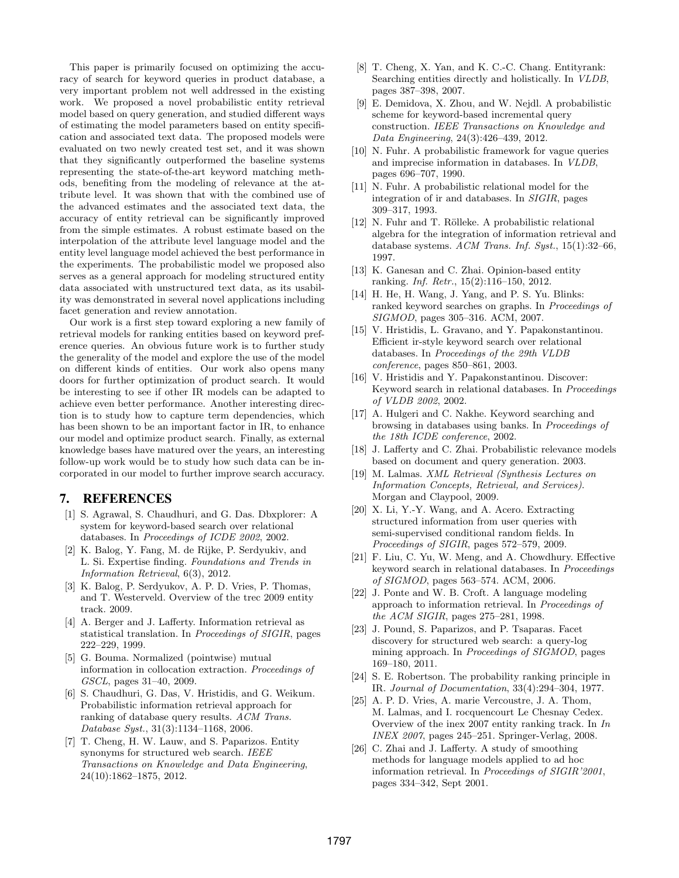This paper is primarily focused on optimizing the accuracy of search for keyword queries in product database, a very important problem not well addressed in the existing work. We proposed a novel probabilistic entity retrieval model based on query generation, and studied different ways of estimating the model parameters based on entity specification and associated text data. The proposed models were evaluated on two newly created test set, and it was shown that they significantly outperformed the baseline systems representing the state-of-the-art keyword matching methods, benefiting from the modeling of relevance at the attribute level. It was shown that with the combined use of the advanced estimates and the associated text data, the accuracy of entity retrieval can be significantly improved from the simple estimates. A robust estimate based on the interpolation of the attribute level language model and the entity level language model achieved the best performance in the experiments. The probabilistic model we proposed also serves as a general approach for modeling structured entity data associated with unstructured text data, as its usability was demonstrated in several novel applications including facet generation and review annotation.

Our work is a first step toward exploring a new family of retrieval models for ranking entities based on keyword preference queries. An obvious future work is to further study the generality of the model and explore the use of the model on different kinds of entities. Our work also opens many doors for further optimization of product search. It would be interesting to see if other IR models can be adapted to achieve even better performance. Another interesting direction is to study how to capture term dependencies, which has been shown to be an important factor in IR, to enhance our model and optimize product search. Finally, as external knowledge bases have matured over the years, an interesting follow-up work would be to study how such data can be incorporated in our model to further improve search accuracy.

## 7. REFERENCES

[1] S. Agrawal, S. Chaudhuri, and G. Das. Dbxplorer: A system for keyword-based search over relational databases. In *Proceedings of ICDE 2002*, 2002.

[2] K. Balog, Y. Fang, M. de Rijke, P. Serdyukiv, and L. Si. Expertise finding. *Foundations and Trends in Information Retrieval*, 6(3), 2012.

[3] K. Balog, P. Serdyukov, A. P. D. Vries, P. Thomas, and T. Westerveld. Overview of the trec 2009 entity track. 2009.

[4] A. Berger and J. Lafferty. Information retrieval as statistical translation. In *Proceedings of SIGIR*, pages 222–229, 1999.

[5] G. Bouma. Normalized (pointwise) mutual information in collocation extraction. *Proceedings of GSCL*, pages 31–40, 2009.

[6] S. Chaudhuri, G. Das, V. Hristidis, and G. Weikum. Probabilistic information retrieval approach for ranking of database query results. *ACM Trans. Database Syst.*, 31(3):1134–1168, 2006.

[7] T. Cheng, H. W. Lauw, and S. Paparizos. Entity synonyms for structured web search. *IEEE Transactions on Knowledge and Data Engineering*, 24(10):1862–1875, 2012.

[8] T. Cheng, X. Yan, and K. C.-C. Chang. Entityrank: Searching entities directly and holistically. In *VLDB*, pages 387–398, 2007.

[9] E. Demidova, X. Zhou, and W. Nejdl. A probabilistic scheme for keyword-based incremental query construction. *IEEE Transactions on Knowledge and Data Engineering*, 24(3):426–439, 2012.

[10] N. Fuhr. A probabilistic framework for vague queries and imprecise information in databases. In *VLDB*, pages 696–707, 1990.

[11] N. Fuhr. A probabilistic relational model for the integration of ir and databases. In *SIGIR*, pages 309–317, 1993.

[12] N. Fuhr and T. Rölleke. A probabilistic relational algebra for the integration of information retrieval and database systems. *ACM Trans. Inf. Syst.*, 15(1):32–66, 1997.

[13] K. Ganesan and C. Zhai. Opinion-based entity ranking. *Inf. Retr.*, 15(2):116–150, 2012.

[14] H. He, H. Wang, J. Yang, and P. S. Yu. Blinks: ranked keyword searches on graphs. In *Proceedings of SIGMOD*, pages 305–316. ACM, 2007.

[15] V. Hristidis, L. Gravano, and Y. Papakonstantinou. Efficient ir-style keyword search over relational databases. In *Proceedings of the 29th VLDB conference*, pages 850–861, 2003.

[16] V. Hristidis and Y. Papakonstantinou. Discover: Keyword search in relational databases. In *Proceedings of VLDB 2002*, 2002.

[17] A. Hulgeri and C. Nakhe. Keyword searching and browsing in databases using banks. In *Proceedings of the 18th ICDE conference*, 2002.

[18] J. Lafferty and C. Zhai. Probabilistic relevance models based on document and query generation. 2003.

[19] M. Lalmas. *XML Retrieval (Synthesis Lectures on Information Concepts, Retrieval, and Services)*. Morgan and Claypool, 2009.

[20] X. Li, Y.-Y. Wang, and A. Acero. Extracting structured information from user queries with semi-supervised conditional random fields. In *Proceedings of SIGIR*, pages 572–579, 2009.

[21] F. Liu, C. Yu, W. Meng, and A. Chowdhury. Effective keyword search in relational databases. In *Proceedings of SIGMOD*, pages 563–574. ACM, 2006.

[22] J. Ponte and W. B. Croft. A language modeling approach to information retrieval. In *Proceedings of the ACM SIGIR*, pages 275–281, 1998.

[23] J. Pound, S. Paparizos, and P. Tsaparas. Facet discovery for structured web search: a query-log mining approach. In *Proceedings of SIGMOD*, pages 169–180, 2011.

[24] S. E. Robertson. The probability ranking principle in IR. *Journal of Documentation*, 33(4):294–304, 1977.

[25] A. P. D. Vries, A. marie Vercoustre, J. A. Thom, M. Lalmas, and I. rocquencourt Le Chesnay Cedex. Overview of the inex 2007 entity ranking track. In *In INEX 2007*, pages 245–251. Springer-Verlag, 2008.

[26] C. Zhai and J. Lafferty. A study of smoothing methods for language models applied to ad hoc information retrieval. In *Proceedings of SIGIR'2001*, pages 334–342, Sept 2001.